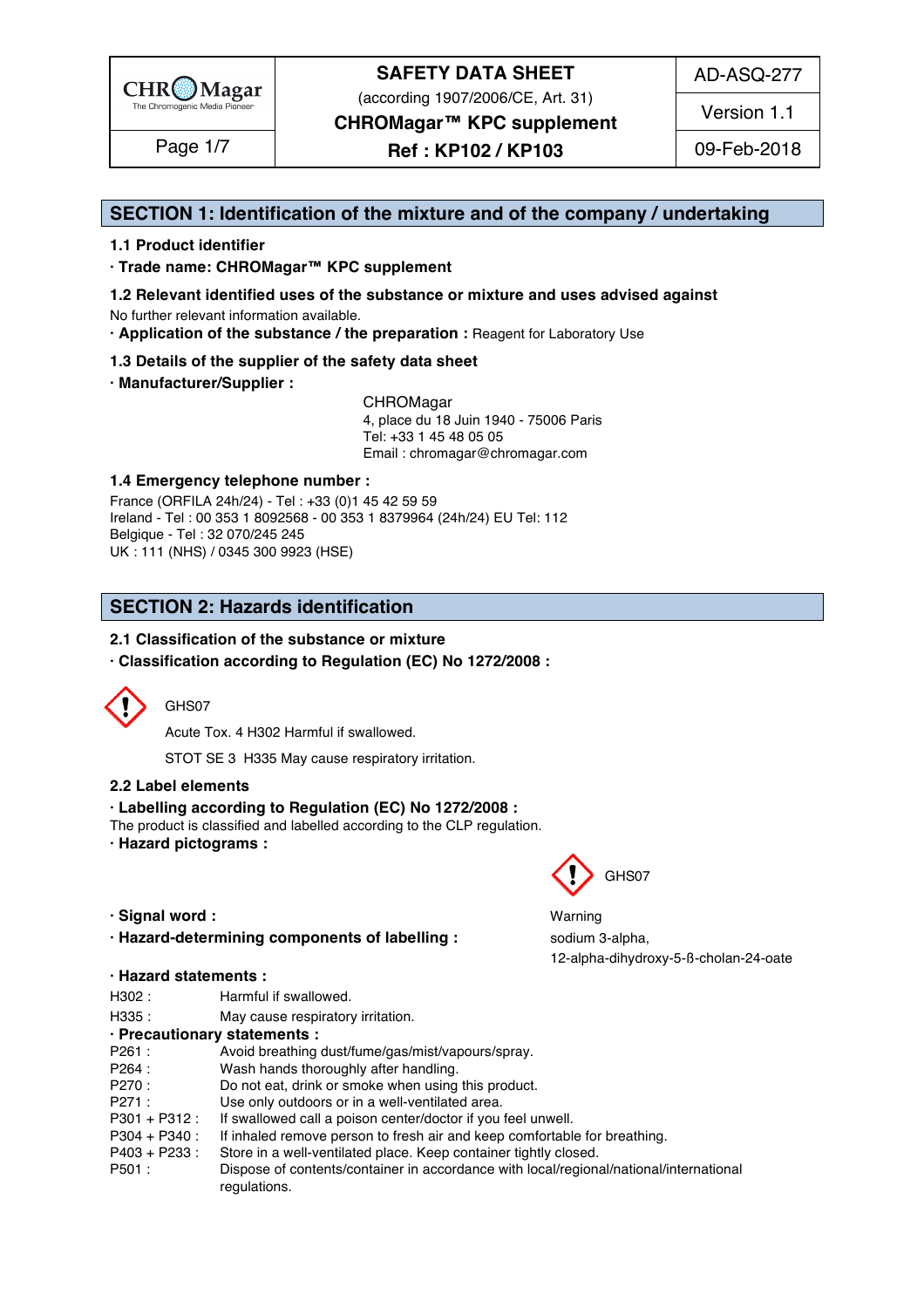# SAFETY DATA SHEET

(according 1907/2006/CE, Art. 31)

**CHROMagar™ KPC supplement**

**Ref : KP102 / KP103**

AD-ASQ-277 | Version 1.1 | 09-Feb-2018

## SECTION 1: Identification of the mixture and of the company / undertaking

### 1.1 Product identifier

· **Trade name: CHROMagar™ KPC supplement**

### 1.2 Relevant identified uses of the substance or mixture and uses advised against

No further relevant information available.

· **Application of the substance / the preparation :** Reagent for Laboratory Use

### 1.3 Details of the supplier of the safety data sheet

· **Manufacturer/Supplier :**

CHROMagar
4, place du 18 Juin 1940 - 75006 Paris
Tel: +33 1 45 48 05 05
Email : chromagar@chromagar.com

### 1.4 Emergency telephone number :

France (ORFILA 24h/24) - Tel : +33 (0)1 45 42 59 59
Ireland - Tel : 00 353 1 8092568 - 00 353 1 8379964 (24h/24) EU Tel: 112
Belgique - Tel : 32 070/245 245
UK : 111 (NHS) / 0345 300 9923 (HSE)

## SECTION 2: Hazards identification

### 2.1 Classification of the substance or mixture

· **Classification according to Regulation (EC) No 1272/2008 :**

GHS07

Acute Tox. 4 H302 Harmful if swallowed.

STOT SE 3 H335 May cause respiratory irritation.

### 2.2 Label elements

· **Labelling according to Regulation (EC) No 1272/2008 :**

The product is classified and labelled according to the CLP regulation.

· **Hazard pictograms :** GHS07

· **Signal word :** Warning

· **Hazard-determining components of labelling :** sodium 3-alpha, 12-alpha-dihydroxy-5-ß-cholan-24-oate

· **Hazard statements :**

H302 : Harmful if swallowed.

H335 : May cause respiratory irritation.

· **Precautionary statements :**

P261 : Avoid breathing dust/fume/gas/mist/vapours/spray.
P264 : Wash hands thoroughly after handling.
P270 : Do not eat, drink or smoke when using this product.
P271 : Use only outdoors or in a well-ventilated area.
P301 + P312 : If swallowed call a poison center/doctor if you feel unwell.
P304 + P340 : If inhaled remove person to fresh air and keep comfortable for breathing.
P403 + P233 : Store in a well-ventilated place. Keep container tightly closed.
P501 : Dispose of contents/container in accordance with local/regional/national/international regulations.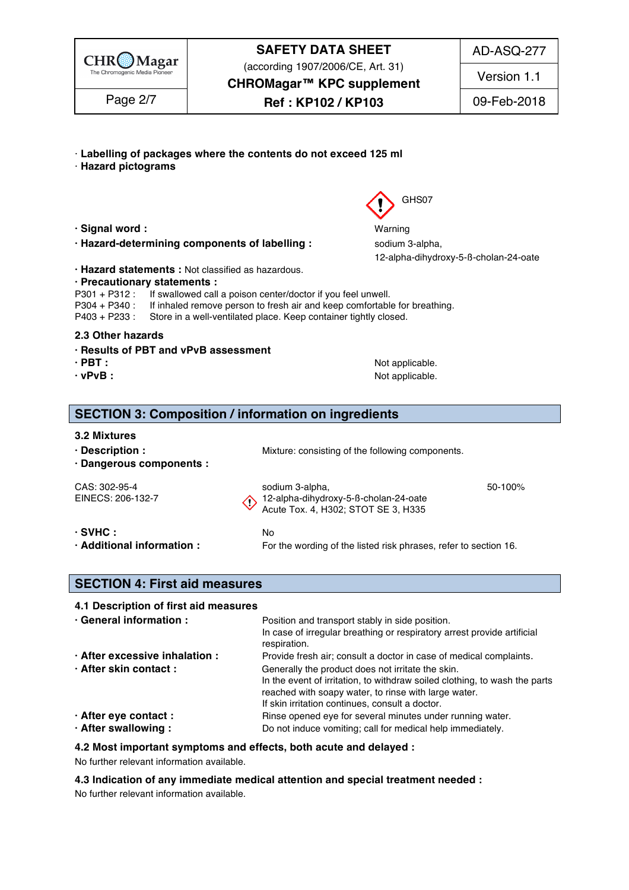· **Labelling of packages where the contents do not exceed 125 ml**

· **Hazard pictograms**

GHS07

· **Signal word :** Warning

· **Hazard-determining components of labelling :** sodium 3-alpha, 12-alpha-dihydroxy-5-ß-cholan-24-oate

· **Hazard statements :** Not classified as hazardous.

· **Precautionary statements :**

P301 + P312 : If swallowed call a poison center/doctor if you feel unwell.
P304 + P340 : If inhaled remove person to fresh air and keep comfortable for breathing.
P403 + P233 : Store in a well-ventilated place. Keep container tightly closed.

### 2.3 Other hazards

· **Results of PBT and vPvB assessment**

· **PBT :** Not applicable.

· **vPvB :** Not applicable.

## SECTION 3: Composition / information on ingredients

### 3.2 Mixtures

· **Description :** Mixture: consisting of the following components.

· **Dangerous components :**

| | | |
|---|---|---|
| CAS: 302-95-4<br>EINECS: 206-132-7 | sodium 3-alpha, 12-alpha-dihydroxy-5-ß-cholan-24-oate<br>Acute Tox. 4, H302; STOT SE 3, H335 | 50-100% |

· **SVHC :** No

· **Additional information :** For the wording of the listed risk phrases, refer to section 16.

## SECTION 4: First aid measures

### 4.1 Description of first aid measures

· **General information :** Position and transport stably in side position.
In case of irregular breathing or respiratory arrest provide artificial respiration.

· **After excessive inhalation :** Provide fresh air; consult a doctor in case of medical complaints.

· **After skin contact :** Generally the product does not irritate the skin.
In the event of irritation, to withdraw soiled clothing, to wash the parts reached with soapy water, to rinse with large water.
If skin irritation continues, consult a doctor.

· **After eye contact :** Rinse opened eye for several minutes under running water.

· **After swallowing :** Do not induce vomiting; call for medical help immediately.

### 4.2 Most important symptoms and effects, both acute and delayed :

No further relevant information available.

### 4.3 Indication of any immediate medical attention and special treatment needed :

No further relevant information available.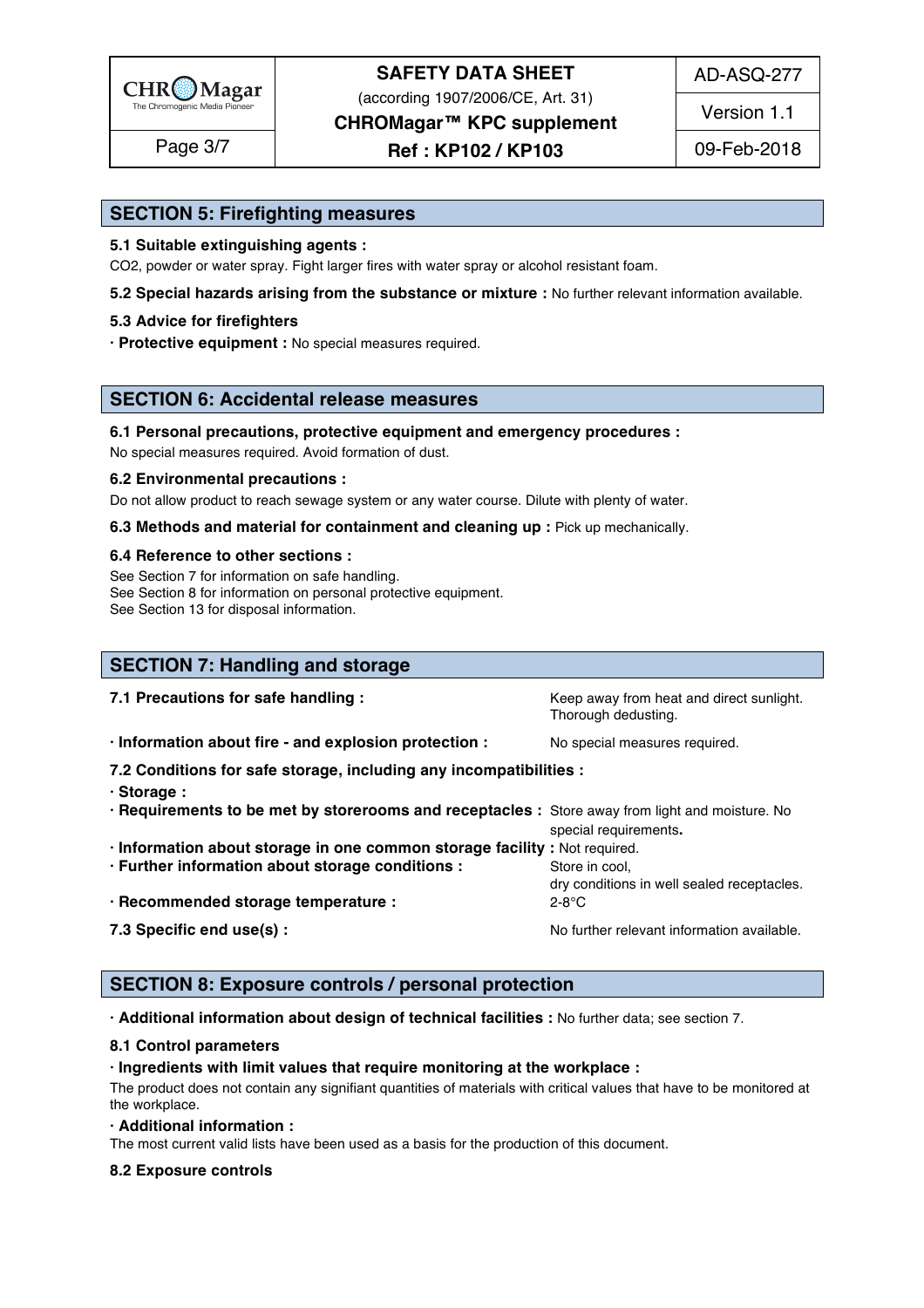## SECTION 5: Firefighting measures

**5.1 Suitable extinguishing agents :**

$CO_2$, powder or water spray. Fight larger fires with water spray or alcohol resistant foam.

**5.2 Special hazards arising from the substance or mixture :** No further relevant information available.

**5.3 Advice for firefighters**

· **Protective equipment :** No special measures required.

## SECTION 6: Accidental release measures

**6.1 Personal precautions, protective equipment and emergency procedures :**

No special measures required. Avoid formation of dust.

**6.2 Environmental precautions :**

Do not allow product to reach sewage system or any water course. Dilute with plenty of water.

**6.3 Methods and material for containment and cleaning up :** Pick up mechanically.

**6.4 Reference to other sections :**

See Section 7 for information on safe handling.
See Section 8 for information on personal protective equipment.
See Section 13 for disposal information.

## SECTION 7: Handling and storage

**7.1 Precautions for safe handling :** Keep away from heat and direct sunlight. Thorough dedusting.

· **Information about fire - and explosion protection :** No special measures required.

**7.2 Conditions for safe storage, including any incompatibilities :**

· **Storage :**

· **Requirements to be met by storerooms and receptacles :** Store away from light and moisture. No special requirements**.**

· **Information about storage in one common storage facility :** Not required.

· **Further information about storage conditions :** Store in cool, dry conditions in well sealed receptacles.

· **Recommended storage temperature :** 2-8°C

**7.3 Specific end use(s) :** No further relevant information available.

## SECTION 8: Exposure controls / personal protection

· **Additional information about design of technical facilities :** No further data; see section 7.

**8.1 Control parameters**

· **Ingredients with limit values that require monitoring at the workplace :**

The product does not contain any signifiant quantities of materials with critical values that have to be monitored at the workplace.

· **Additional information :**

The most current valid lists have been used as a basis for the production of this document.

**8.2 Exposure controls**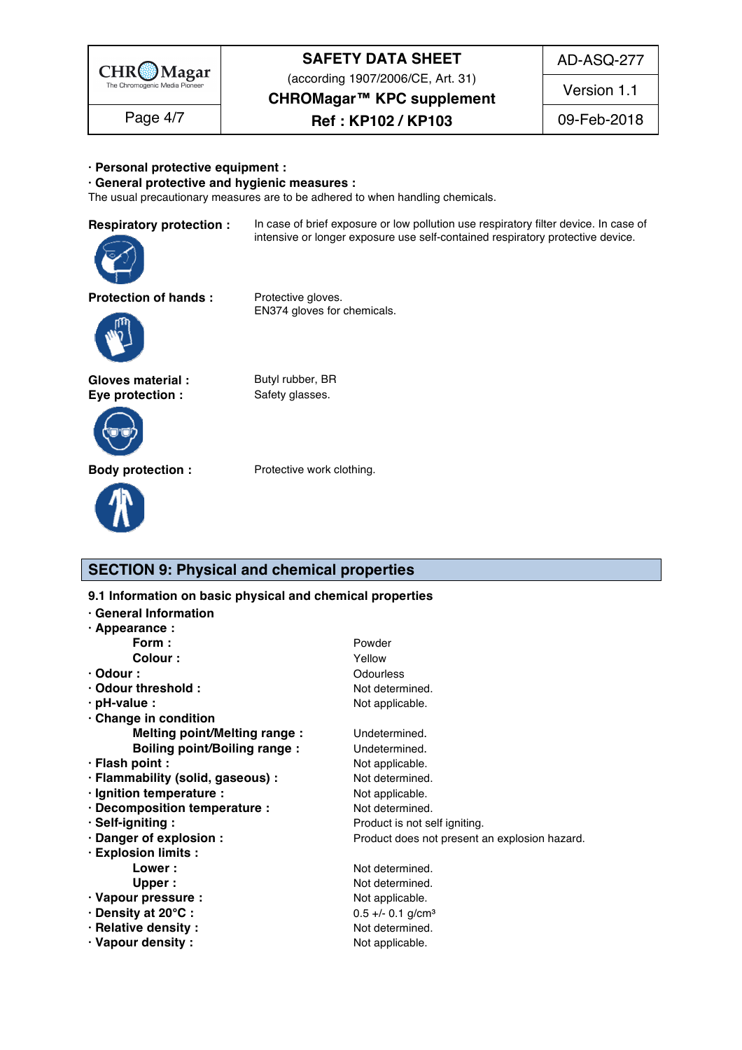· **Personal protective equipment :**

· **General protective and hygienic measures :**

The usual precautionary measures are to be adhered to when handling chemicals.

**Respiratory protection :** In case of brief exposure or low pollution use respiratory filter device. In case of intensive or longer exposure use self-contained respiratory protective device.

**Protection of hands :** Protective gloves.
EN374 gloves for chemicals.

**Gloves material :** Butyl rubber, BR

**Eye protection :** Safety glasses.

**Body protection :** Protective work clothing.

## SECTION 9: Physical and chemical properties

### 9.1 Information on basic physical and chemical properties

· **General Information**

· **Appearance :**

| | |
|---|---|
| **Form :** | Powder |
| **Colour :** | Yellow |
| · **Odour :** | Odourless |
| · **Odour threshold :** | Not determined. |
| · **pH-value :** | Not applicable. |
| · **Change in condition** | |
| **Melting point/Melting range :** | Undetermined. |
| **Boiling point/Boiling range :** | Undetermined. |
| · **Flash point :** | Not applicable. |
| · **Flammability (solid, gaseous) :** | Not determined. |
| · **Ignition temperature :** | Not applicable. |
| · **Decomposition temperature :** | Not determined. |
| · **Self-igniting :** | Product is not self igniting. |
| · **Danger of explosion :** | Product does not present an explosion hazard. |
| · **Explosion limits :** | |
| **Lower :** | Not determined. |
| **Upper :** | Not determined. |
| · **Vapour pressure :** | Not applicable. |
| · **Density at 20°C :** | 0.5 +/- 0.1 g/cm³ |
| · **Relative density :** | Not determined. |
| · **Vapour density :** | Not applicable. |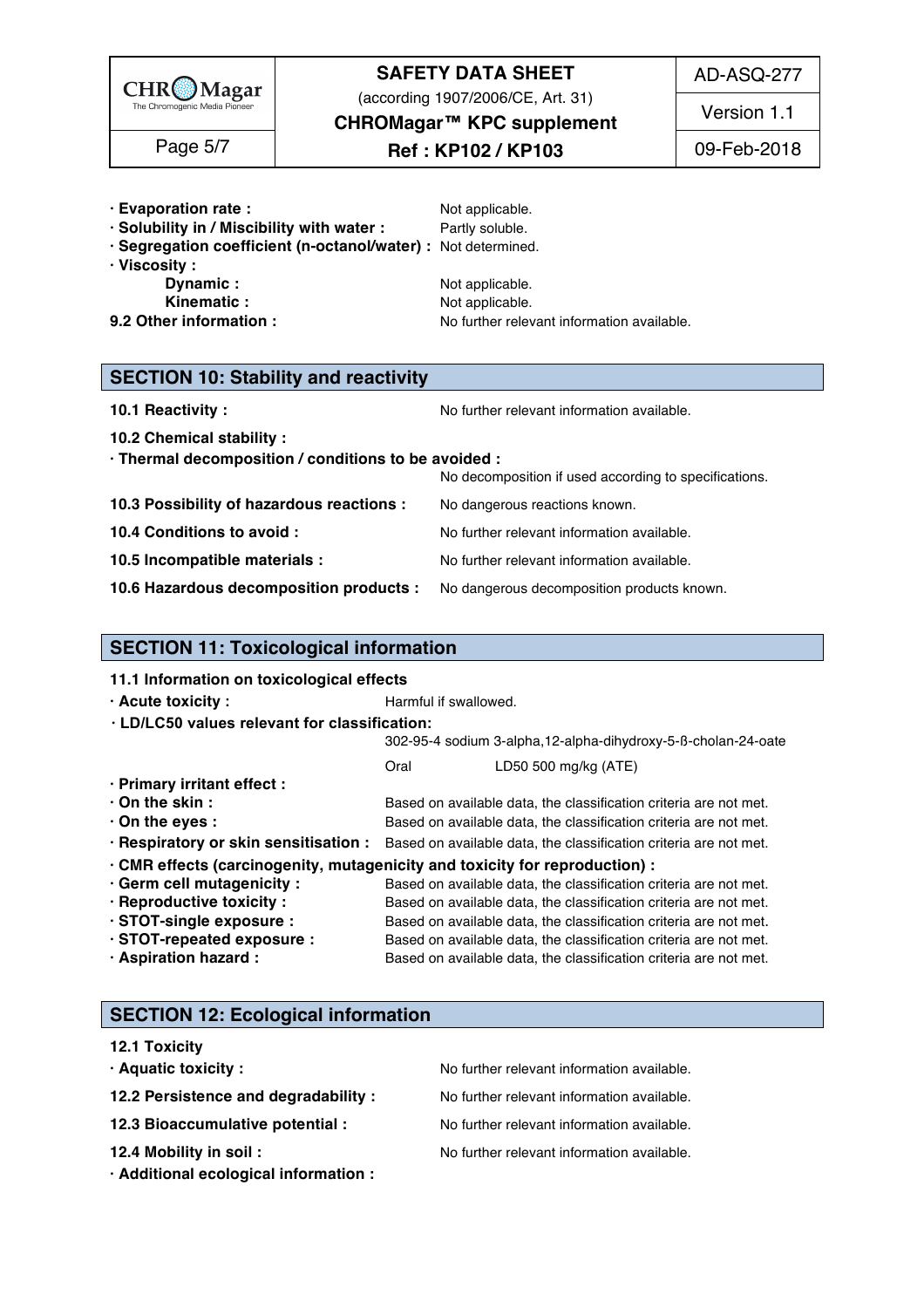· **Evaporation rate :** Not applicable.
· **Solubility in / Miscibility with water :** Partly soluble.
· **Segregation coefficient (n-octanol/water) :** Not determined.
· **Viscosity :**
  **Dynamic :** Not applicable.
  **Kinematic :** Not applicable.
**9.2 Other information :** No further relevant information available.

## SECTION 10: Stability and reactivity

**10.1 Reactivity :** No further relevant information available.

**10.2 Chemical stability :**
· **Thermal decomposition / conditions to be avoided :**
No decomposition if used according to specifications.

**10.3 Possibility of hazardous reactions :** No dangerous reactions known.

**10.4 Conditions to avoid :** No further relevant information available.

**10.5 Incompatible materials :** No further relevant information available.

**10.6 Hazardous decomposition products :** No dangerous decomposition products known.

## SECTION 11: Toxicological information

**11.1 Information on toxicological effects**
· **Acute toxicity :** Harmful if swallowed.
· **LD/LC50 values relevant for classification:**
302-95-4 sodium 3-alpha,12-alpha-dihydroxy-5-ß-cholan-24-oate

| | |
|---|---|
| Oral | LD50 500 mg/kg (ATE) |

· **Primary irritant effect :**
· **On the skin :** Based on available data, the classification criteria are not met.
· **On the eyes :** Based on available data, the classification criteria are not met.
· **Respiratory or skin sensitisation :** Based on available data, the classification criteria are not met.
· **CMR effects (carcinogenity, mutagenicity and toxicity for reproduction) :**
· **Germ cell mutagenicity :** Based on available data, the classification criteria are not met.
· **Reproductive toxicity :** Based on available data, the classification criteria are not met.
· **STOT-single exposure :** Based on available data, the classification criteria are not met.
· **STOT-repeated exposure :** Based on available data, the classification criteria are not met.
· **Aspiration hazard :** Based on available data, the classification criteria are not met.

## SECTION 12: Ecological information

**12.1 Toxicity**
· **Aquatic toxicity :** No further relevant information available.

**12.2 Persistence and degradability :** No further relevant information available.

**12.3 Bioaccumulative potential :** No further relevant information available.

**12.4 Mobility in soil :** No further relevant information available.
· **Additional ecological information :**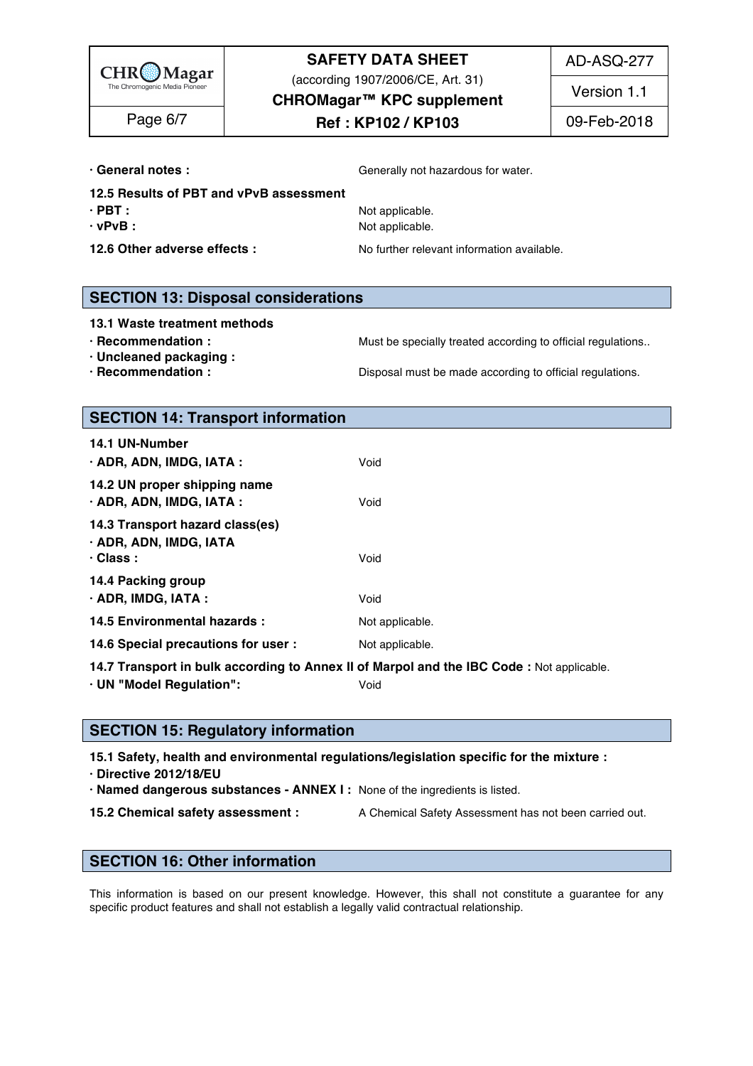**· General notes :** Generally not hazardous for water.

**12.5 Results of PBT and vPvB assessment**

**· PBT :** Not applicable.

**· vPvB :** Not applicable.

**12.6 Other adverse effects :** No further relevant information available.

## SECTION 13: Disposal considerations

**13.1 Waste treatment methods**

**· Recommendation :** Must be specially treated according to official regulations..

**· Uncleaned packaging :**

**· Recommendation :** Disposal must be made according to official regulations.

## SECTION 14: Transport information

**14.1 UN-Number**

**· ADR, ADN, IMDG, IATA :** Void

**14.2 UN proper shipping name**

**· ADR, ADN, IMDG, IATA :** Void

**14.3 Transport hazard class(es)**

**· ADR, ADN, IMDG, IATA**

**· Class :** Void

**14.4 Packing group**

**· ADR, IMDG, IATA :** Void

**14.5 Environmental hazards :** Not applicable.

**14.6 Special precautions for user :** Not applicable.

**14.7 Transport in bulk according to Annex II of Marpol and the IBC Code :** Not applicable.

**· UN "Model Regulation":** Void

## SECTION 15: Regulatory information

**15.1 Safety, health and environmental regulations/legislation specific for the mixture :**

**· Directive 2012/18/EU**

**· Named dangerous substances - ANNEX I :** None of the ingredients is listed.

**15.2 Chemical safety assessment :** A Chemical Safety Assessment has not been carried out.

## SECTION 16: Other information

This information is based on our present knowledge. However, this shall not constitute a guarantee for any specific product features and shall not establish a legally valid contractual relationship.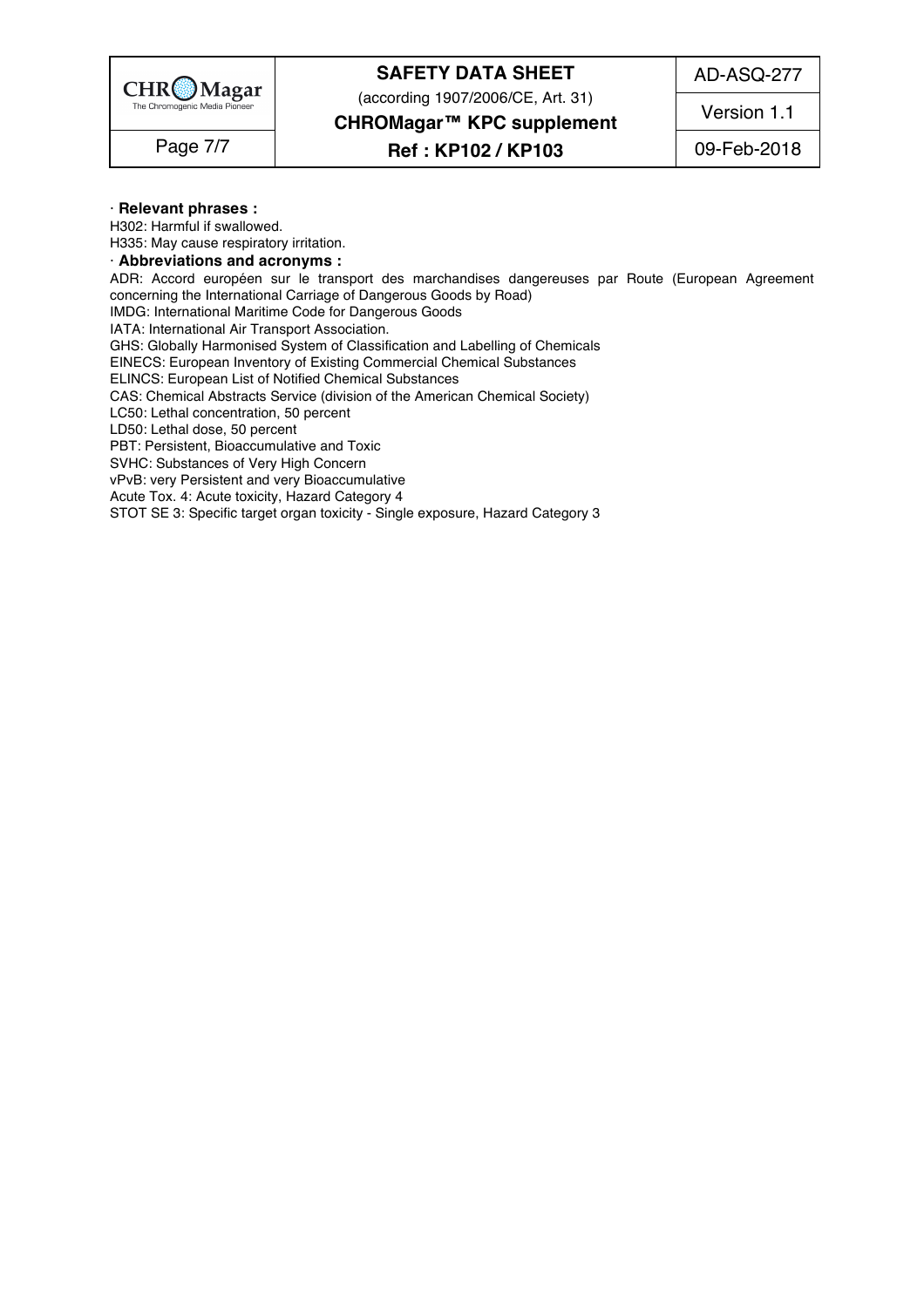· **Relevant phrases :**

H302: Harmful if swallowed.
H335: May cause respiratory irritation.

· **Abbreviations and acronyms :**

ADR: Accord européen sur le transport des marchandises dangereuses par Route (European Agreement concerning the International Carriage of Dangerous Goods by Road)
IMDG: International Maritime Code for Dangerous Goods
IATA: International Air Transport Association.
GHS: Globally Harmonised System of Classification and Labelling of Chemicals
EINECS: European Inventory of Existing Commercial Chemical Substances
ELINCS: European List of Notified Chemical Substances
CAS: Chemical Abstracts Service (division of the American Chemical Society)
LC50: Lethal concentration, 50 percent
LD50: Lethal dose, 50 percent
PBT: Persistent, Bioaccumulative and Toxic
SVHC: Substances of Very High Concern
vPvB: very Persistent and very Bioaccumulative
Acute Tox. 4: Acute toxicity, Hazard Category 4
STOT SE 3: Specific target organ toxicity - Single exposure, Hazard Category 3